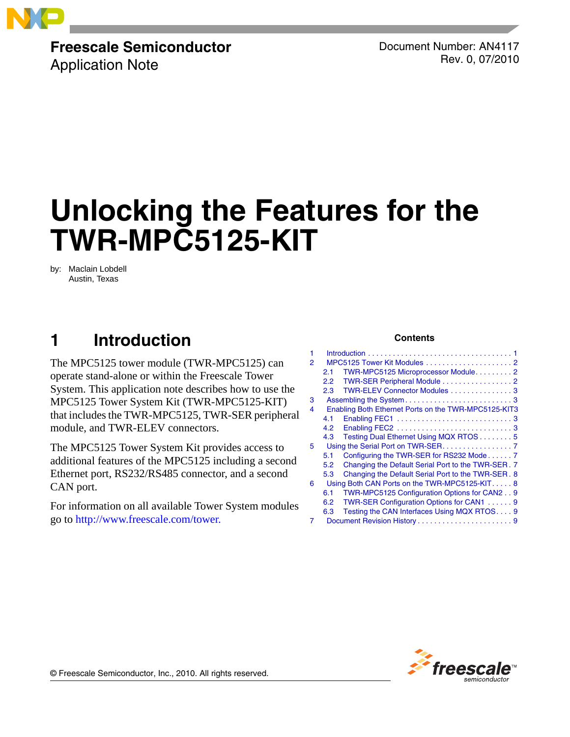**Freescale Semiconductor**
Application Note

Document Number: AN4117
Rev. 0, 07/2010

# Unlocking the Features for the TWR-MPC5125-KIT

by: Maclain Lobdell
Austin, Texas

**Contents**

1 Introduction . . . . . . . . . . . . . . . . . . . . . . . . . . . . . . . . . . . 1
2 MPC5125 Tower Kit Modules . . . . . . . . . . . . . . . . . . . . . 2
  2.1 TWR-MPC5125 Microprocessor Module. . . . . . . . . 2
  2.2 TWR-SER Peripheral Module . . . . . . . . . . . . . . . . . 2
  2.3 TWR-ELEV Connector Modules . . . . . . . . . . . . . . . 3
3 Assembling the System . . . . . . . . . . . . . . . . . . . . . . . . . . 3
4 Enabling Both Ethernet Ports on the TWR-MPC5125-KIT 3
  4.1 Enabling FEC1 . . . . . . . . . . . . . . . . . . . . . . . . . . . . 3
  4.2 Enabling FEC2 . . . . . . . . . . . . . . . . . . . . . . . . . . . . 3
  4.3 Testing Dual Ethernet Using MQX RTOS . . . . . . . . 5
5 Using the Serial Port on TWR-SER. . . . . . . . . . . . . . . . . . 7
  5.1 Configuring the TWR-SER for RS232 Mode . . . . . . 7
  5.2 Changing the Default Serial Port to the TWR-SER . 7
  5.3 Changing the Default Serial Port to the TWR-SER . 8
6 Using Both CAN Ports on the TWR-MPC5125-KIT. . . . . 8
  6.1 TWR-MPC5125 Configuration Options for CAN2 . . 9
  6.2 TWR-SER Configuration Options for CAN1 . . . . . . 9
  6.3 Testing the CAN Interfaces Using MQX RTOS. . . . 9
7 Document Revision History . . . . . . . . . . . . . . . . . . . . . . . 9

## 1 Introduction

The MPC5125 tower module (TWR-MPC5125) can operate stand-alone or within the Freescale Tower System. This application note describes how to use the MPC5125 Tower System Kit (TWR-MPC5125-KIT) that includes the TWR-MPC5125, TWR-SER peripheral module, and TWR-ELEV connectors.

The MPC5125 Tower System Kit provides access to additional features of the MPC5125 including a second Ethernet port, RS232/RS485 connector, and a second CAN port.

For information on all available Tower System modules go to http://www.freescale.com/tower.

© Freescale Semiconductor, Inc., 2010. All rights reserved.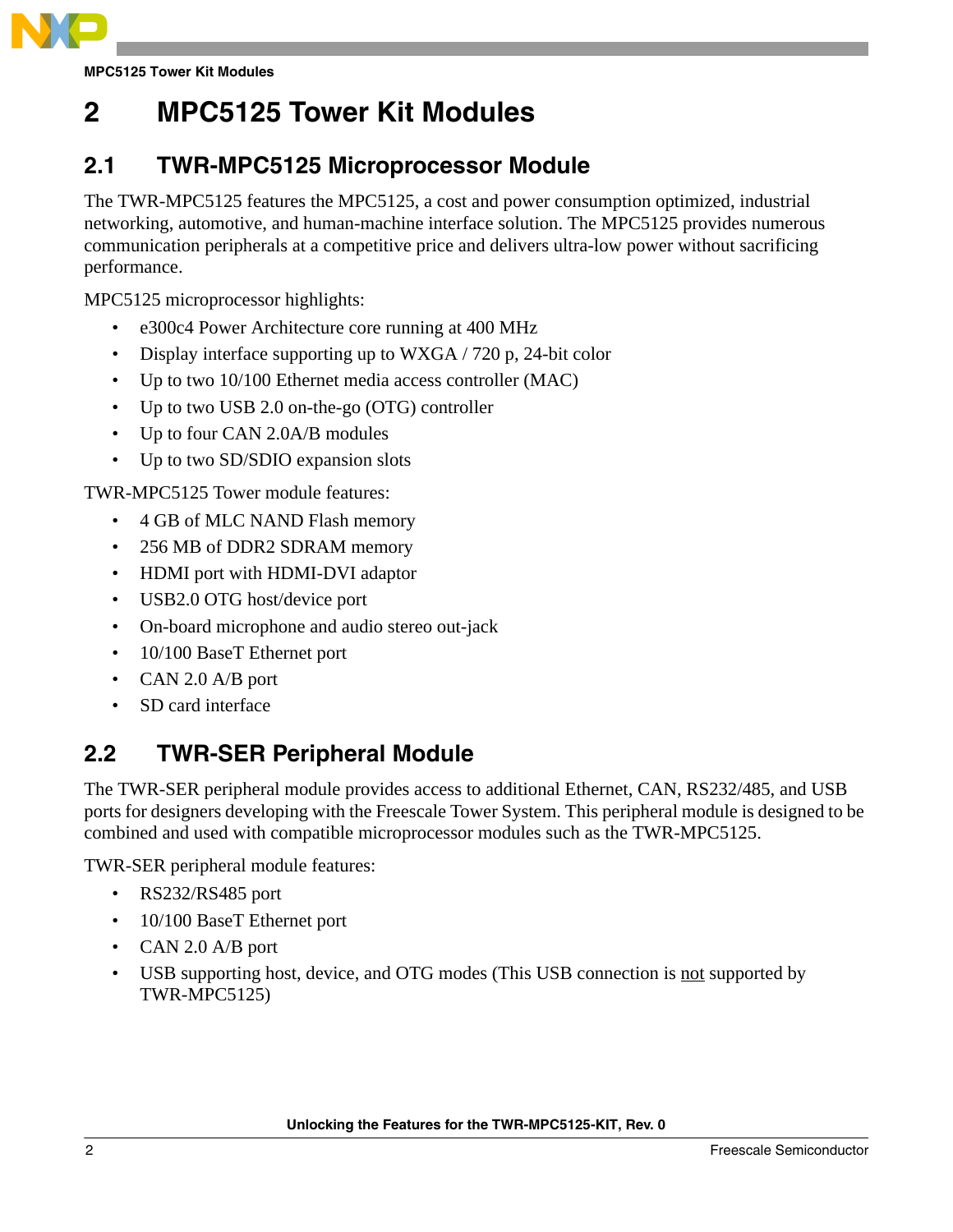# 2 MPC5125 Tower Kit Modules

## 2.1 TWR-MPC5125 Microprocessor Module

The TWR-MPC5125 features the MPC5125, a cost and power consumption optimized, industrial networking, automotive, and human-machine interface solution. The MPC5125 provides numerous communication peripherals at a competitive price and delivers ultra-low power without sacrificing performance.

MPC5125 microprocessor highlights:

- e300c4 Power Architecture core running at 400 MHz
- Display interface supporting up to WXGA / 720 p, 24-bit color
- Up to two 10/100 Ethernet media access controller (MAC)
- Up to two USB 2.0 on-the-go (OTG) controller
- Up to four CAN 2.0A/B modules
- Up to two SD/SDIO expansion slots

TWR-MPC5125 Tower module features:

- 4 GB of MLC NAND Flash memory
- 256 MB of DDR2 SDRAM memory
- HDMI port with HDMI-DVI adaptor
- USB2.0 OTG host/device port
- On-board microphone and audio stereo out-jack
- 10/100 BaseT Ethernet port
- CAN 2.0 A/B port
- SD card interface

## 2.2 TWR-SER Peripheral Module

The TWR-SER peripheral module provides access to additional Ethernet, CAN, RS232/485, and USB ports for designers developing with the Freescale Tower System. This peripheral module is designed to be combined and used with compatible microprocessor modules such as the TWR-MPC5125.

TWR-SER peripheral module features:

- RS232/RS485 port
- 10/100 BaseT Ethernet port
- CAN 2.0 A/B port
- USB supporting host, device, and OTG modes (This USB connection is <u>not</u> supported by TWR-MPC5125)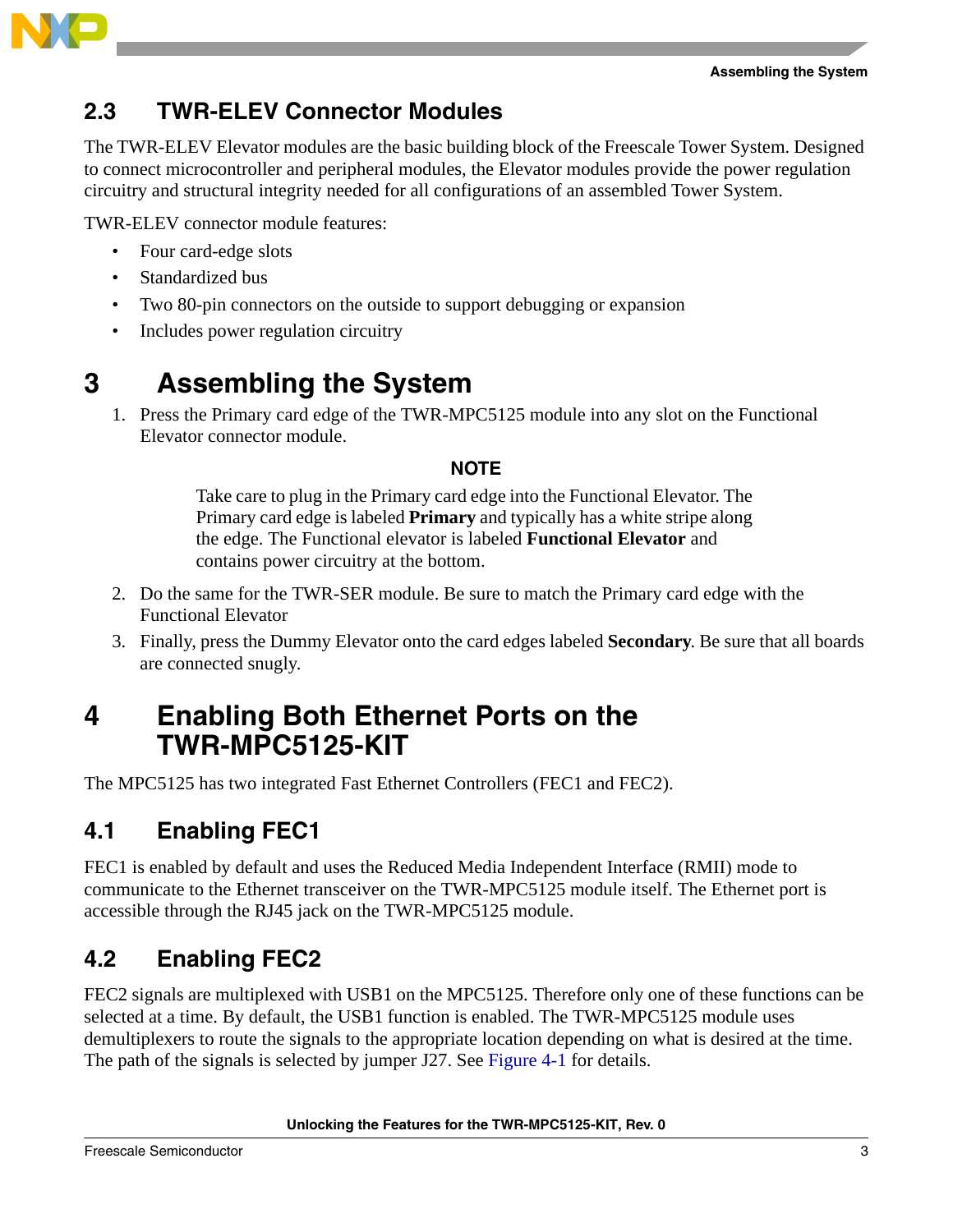## 2.3 TWR-ELEV Connector Modules

The TWR-ELEV Elevator modules are the basic building block of the Freescale Tower System. Designed to connect microcontroller and peripheral modules, the Elevator modules provide the power regulation circuitry and structural integrity needed for all configurations of an assembled Tower System.

TWR-ELEV connector module features:

- Four card-edge slots
- Standardized bus
- Two 80-pin connectors on the outside to support debugging or expansion
- Includes power regulation circuitry

# 3 Assembling the System

1. Press the Primary card edge of the TWR-MPC5125 module into any slot on the Functional Elevator connector module.

   **NOTE**

   Take care to plug in the Primary card edge into the Functional Elevator. The Primary card edge is labeled **Primary** and typically has a white stripe along the edge. The Functional elevator is labeled **Functional Elevator** and contains power circuitry at the bottom.

2. Do the same for the TWR-SER module. Be sure to match the Primary card edge with the Functional Elevator
3. Finally, press the Dummy Elevator onto the card edges labeled **Secondary**. Be sure that all boards are connected snugly.

# 4 Enabling Both Ethernet Ports on the TWR-MPC5125-KIT

The MPC5125 has two integrated Fast Ethernet Controllers (FEC1 and FEC2).

## 4.1 Enabling FEC1

FEC1 is enabled by default and uses the Reduced Media Independent Interface (RMII) mode to communicate to the Ethernet transceiver on the TWR-MPC5125 module itself. The Ethernet port is accessible through the RJ45 jack on the TWR-MPC5125 module.

## 4.2 Enabling FEC2

FEC2 signals are multiplexed with USB1 on the MPC5125. Therefore only one of these functions can be selected at a time. By default, the USB1 function is enabled. The TWR-MPC5125 module uses demultiplexers to route the signals to the appropriate location depending on what is desired at the time. The path of the signals is selected by jumper J27. See Figure 4-1 for details.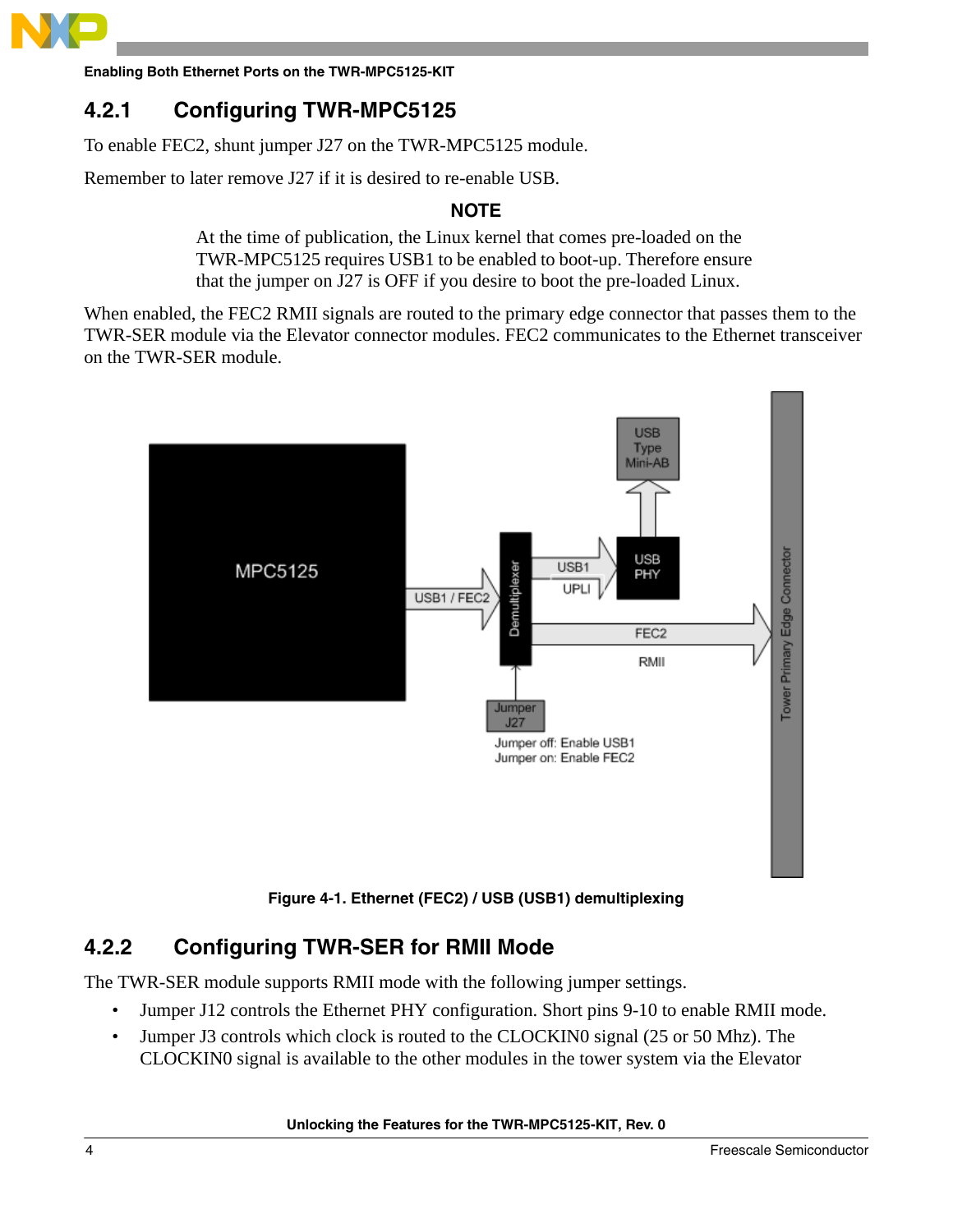### 4.2.1 Configuring TWR-MPC5125

To enable FEC2, shunt jumper J27 on the TWR-MPC5125 module.

Remember to later remove J27 if it is desired to re-enable USB.

**NOTE**

At the time of publication, the Linux kernel that comes pre-loaded on the TWR-MPC5125 requires USB1 to be enabled to boot-up. Therefore ensure that the jumper on J27 is OFF if you desire to boot the pre-loaded Linux.

When enabled, the FEC2 RMII signals are routed to the primary edge connector that passes them to the TWR-SER module via the Elevator connector modules. FEC2 communicates to the Ethernet transceiver on the TWR-SER module.

**Figure 4-1. Ethernet (FEC2) / USB (USB1) demultiplexing**

### 4.2.2 Configuring TWR-SER for RMII Mode

The TWR-SER module supports RMII mode with the following jumper settings.

- Jumper J12 controls the Ethernet PHY configuration. Short pins 9-10 to enable RMII mode.
- Jumper J3 controls which clock is routed to the CLOCKIN0 signal (25 or 50 Mhz). The CLOCKIN0 signal is available to the other modules in the tower system via the Elevator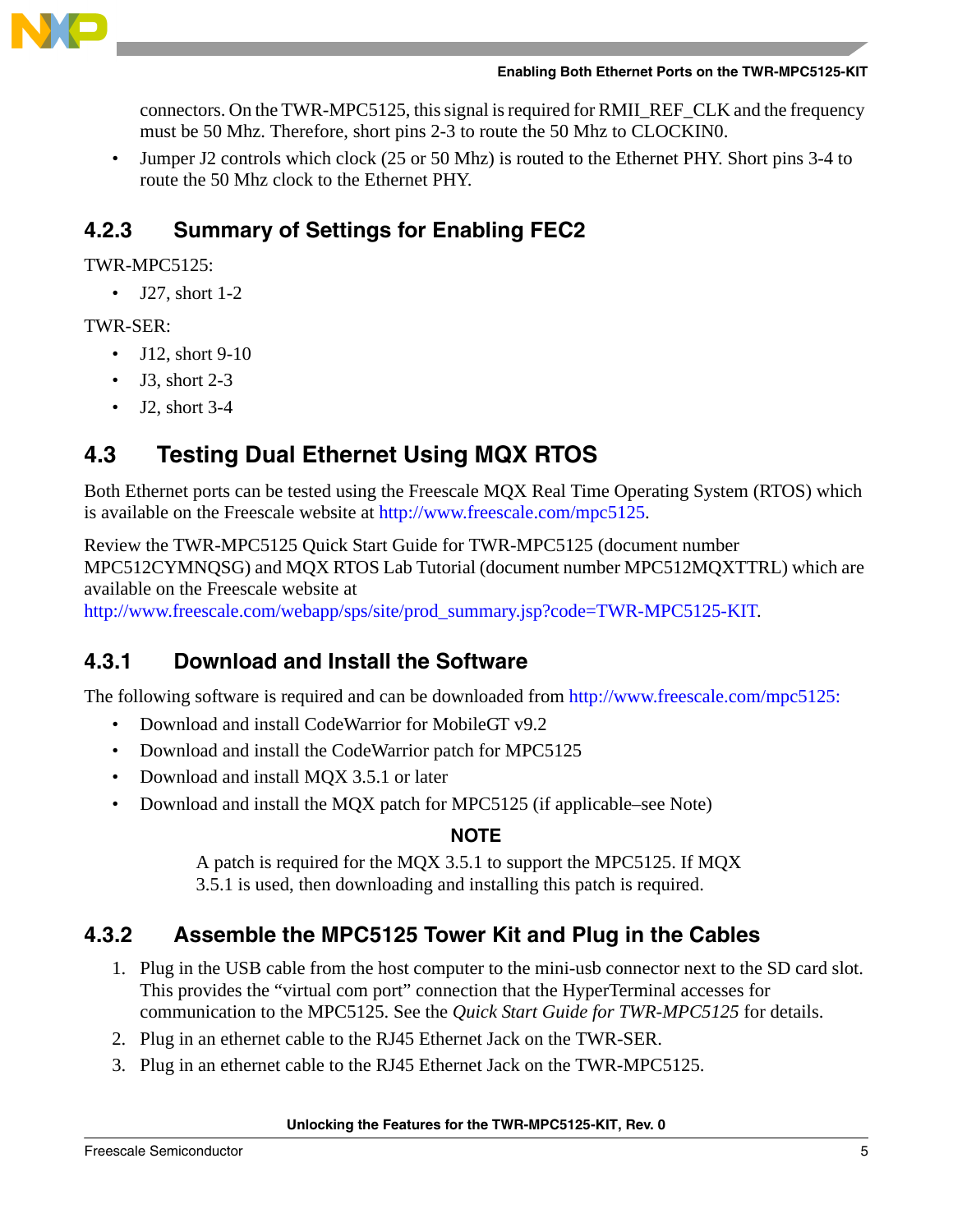connectors. On the TWR-MPC5125, this signal is required for RMII_REF_CLK and the frequency must be 50 Mhz. Therefore, short pins 2-3 to route the 50 Mhz to CLOCKIN0.

- Jumper J2 controls which clock (25 or 50 Mhz) is routed to the Ethernet PHY. Short pins 3-4 to route the 50 Mhz clock to the Ethernet PHY.

### 4.2.3 Summary of Settings for Enabling FEC2

TWR-MPC5125:

- J27, short 1-2

TWR-SER:

- J12, short 9-10
- J3, short 2-3
- J2, short 3-4

## 4.3 Testing Dual Ethernet Using MQX RTOS

Both Ethernet ports can be tested using the Freescale MQX Real Time Operating System (RTOS) which is available on the Freescale website at http://www.freescale.com/mpc5125.

Review the TWR-MPC5125 Quick Start Guide for TWR-MPC5125 (document number MPC512CYMNQSG) and MQX RTOS Lab Tutorial (document number MPC512MQXTTRL) which are available on the Freescale website at http://www.freescale.com/webapp/sps/site/prod_summary.jsp?code=TWR-MPC5125-KIT.

### 4.3.1 Download and Install the Software

The following software is required and can be downloaded from http://www.freescale.com/mpc5125:

- Download and install CodeWarrior for MobileGT v9.2
- Download and install the CodeWarrior patch for MPC5125
- Download and install MQX 3.5.1 or later
- Download and install the MQX patch for MPC5125 (if applicable–see Note)

**NOTE**

A patch is required for the MQX 3.5.1 to support the MPC5125. If MQX 3.5.1 is used, then downloading and installing this patch is required.

### 4.3.2 Assemble the MPC5125 Tower Kit and Plug in the Cables

1. Plug in the USB cable from the host computer to the mini-usb connector next to the SD card slot. This provides the "virtual com port" connection that the HyperTerminal accesses for communication to the MPC5125. See the *Quick Start Guide for TWR-MPC5125* for details.
2. Plug in an ethernet cable to the RJ45 Ethernet Jack on the TWR-SER.
3. Plug in an ethernet cable to the RJ45 Ethernet Jack on the TWR-MPC5125.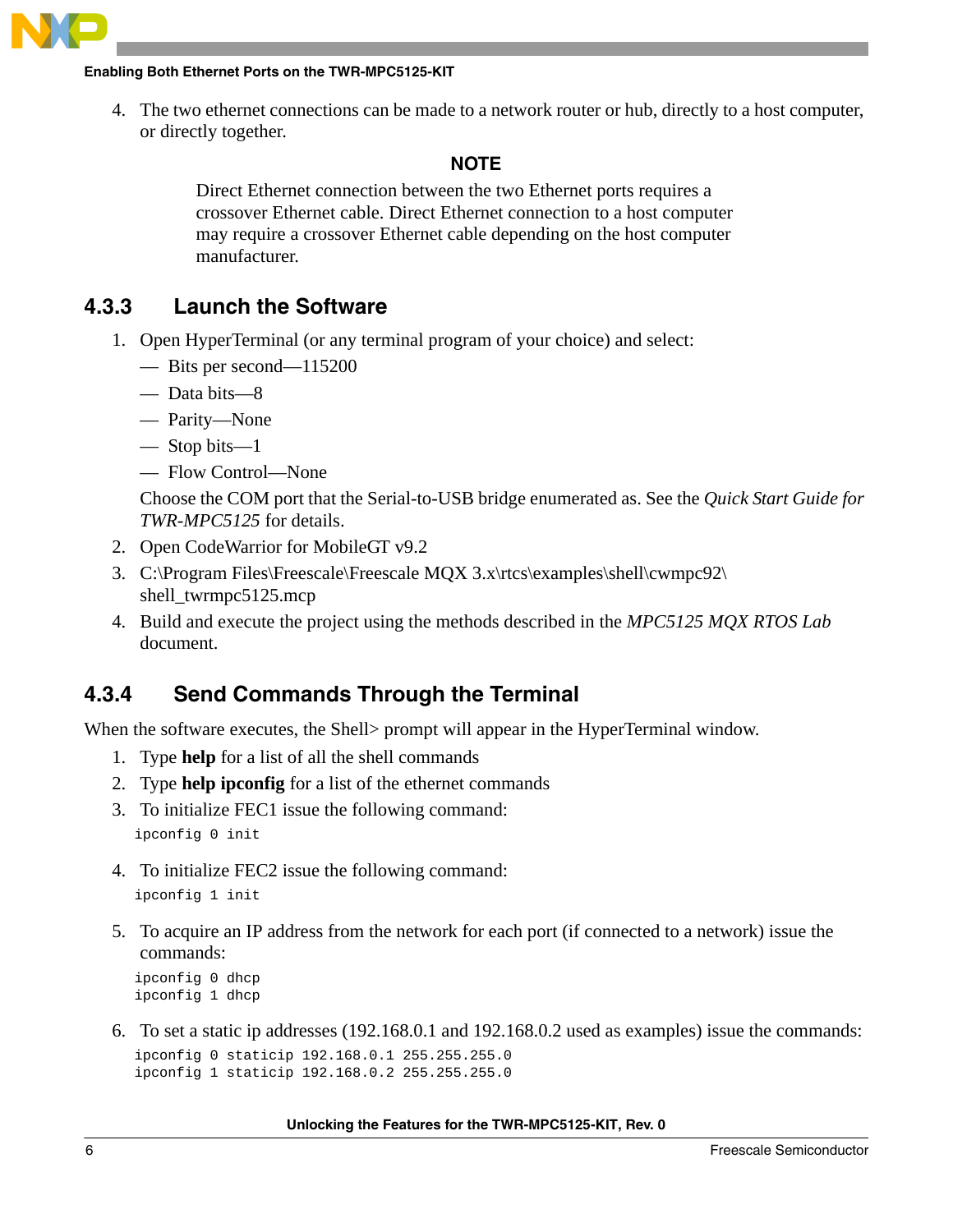4. The two ethernet connections can be made to a network router or hub, directly to a host computer, or directly together.

**NOTE**

Direct Ethernet connection between the two Ethernet ports requires a crossover Ethernet cable. Direct Ethernet connection to a host computer may require a crossover Ethernet cable depending on the host computer manufacturer.

### 4.3.3 Launch the Software

1. Open HyperTerminal (or any terminal program of your choice) and select:
   - Bits per second—115200
   - Data bits—8
   - Parity—None
   - Stop bits—1
   - Flow Control—None

   Choose the COM port that the Serial-to-USB bridge enumerated as. See the *Quick Start Guide for TWR-MPC5125* for details.
2. Open CodeWarrior for MobileGT v9.2
3. C:\Program Files\Freescale\Freescale MQX 3.x\rtcs\examples\shell\cwmpc92\shell_twrmpc5125.mcp
4. Build and execute the project using the methods described in the *MPC5125 MQX RTOS Lab* document.

### 4.3.4 Send Commands Through the Terminal

When the software executes, the Shell> prompt will appear in the HyperTerminal window.

1. Type **help** for a list of all the shell commands
2. Type **help ipconfig** for a list of the ethernet commands
3. To initialize FEC1 issue the following command:
   ```
   ipconfig 0 init
   ```
4. To initialize FEC2 issue the following command:
   ```
   ipconfig 1 init
   ```
5. To acquire an IP address from the network for each port (if connected to a network) issue the commands:
   ```
   ipconfig 0 dhcp
   ipconfig 1 dhcp
   ```
6. To set a static ip addresses (192.168.0.1 and 192.168.0.2 used as examples) issue the commands:
   ```
   ipconfig 0 staticip 192.168.0.1 255.255.255.0
   ipconfig 1 staticip 192.168.0.2 255.255.255.0
   ```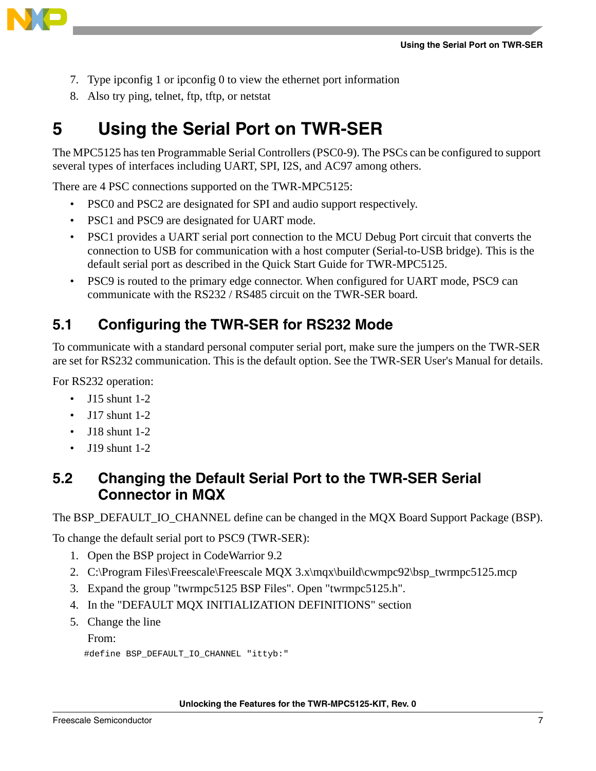7. Type ipconfig 1 or ipconfig 0 to view the ethernet port information
8. Also try ping, telnet, ftp, tftp, or netstat

# 5 Using the Serial Port on TWR-SER

The MPC5125 has ten Programmable Serial Controllers (PSC0-9). The PSCs can be configured to support several types of interfaces including UART, SPI, I2S, and AC97 among others.

There are 4 PSC connections supported on the TWR-MPC5125:

- PSC0 and PSC2 are designated for SPI and audio support respectively.
- PSC1 and PSC9 are designated for UART mode.
- PSC1 provides a UART serial port connection to the MCU Debug Port circuit that converts the connection to USB for communication with a host computer (Serial-to-USB bridge). This is the default serial port as described in the Quick Start Guide for TWR-MPC5125.
- PSC9 is routed to the primary edge connector. When configured for UART mode, PSC9 can communicate with the RS232 / RS485 circuit on the TWR-SER board.

## 5.1 Configuring the TWR-SER for RS232 Mode

To communicate with a standard personal computer serial port, make sure the jumpers on the TWR-SER are set for RS232 communication. This is the default option. See the TWR-SER User's Manual for details.

For RS232 operation:

- J15 shunt 1-2
- J17 shunt 1-2
- J18 shunt 1-2
- J19 shunt 1-2

## 5.2 Changing the Default Serial Port to the TWR-SER Serial Connector in MQX

The BSP_DEFAULT_IO_CHANNEL define can be changed in the MQX Board Support Package (BSP).

To change the default serial port to PSC9 (TWR-SER):

1. Open the BSP project in CodeWarrior 9.2
2. C:\Program Files\Freescale\Freescale MQX 3.x\mqx\build\cwmpc92\bsp_twrmpc5125.mcp
3. Expand the group "twrmpc5125 BSP Files". Open "twrmpc5125.h".
4. In the "DEFAULT MQX INITIALIZATION DEFINITIONS" section
5. Change the line

   From:

```
#define BSP_DEFAULT_IO_CHANNEL "ittyb:"
```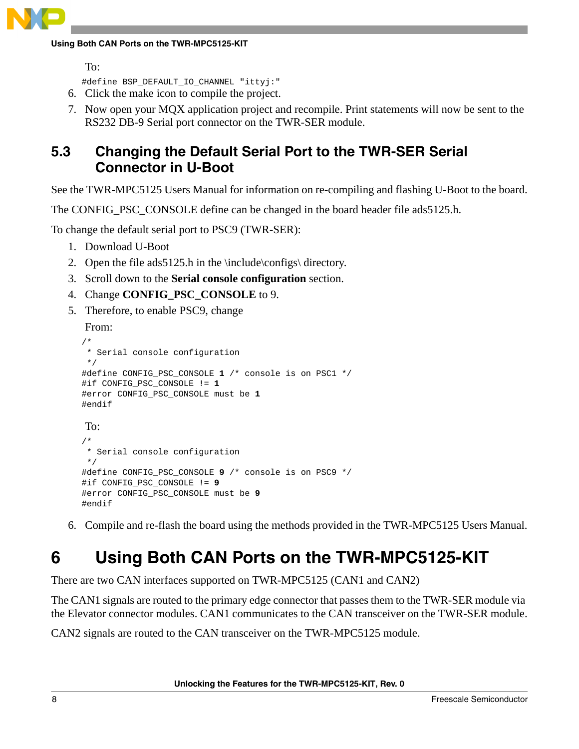To:

```
#define BSP_DEFAULT_IO_CHANNEL "ittyj:"
```

6. Click the make icon to compile the project.
7. Now open your MQX application project and recompile. Print statements will now be sent to the RS232 DB-9 Serial port connector on the TWR-SER module.

## 5.3 Changing the Default Serial Port to the TWR-SER Serial Connector in U-Boot

See the TWR-MPC5125 Users Manual for information on re-compiling and flashing U-Boot to the board.

The CONFIG_PSC_CONSOLE define can be changed in the board header file ads5125.h.

To change the default serial port to PSC9 (TWR-SER):

1. Download U-Boot
2. Open the file ads5125.h in the \include\configs\ directory.
3. Scroll down to the **Serial console configuration** section.
4. Change **CONFIG_PSC_CONSOLE** to 9.
5. Therefore, to enable PSC9, change

   From:

```
/*
 * Serial console configuration
 */
#define CONFIG_PSC_CONSOLE 1 /* console is on PSC1 */
#if CONFIG_PSC_CONSOLE != 1
#error CONFIG_PSC_CONSOLE must be 1
#endif
```

   To:

```
/*
 * Serial console configuration
 */
#define CONFIG_PSC_CONSOLE 9 /* console is on PSC9 */
#if CONFIG_PSC_CONSOLE != 9
#error CONFIG_PSC_CONSOLE must be 9
#endif
```

6. Compile and re-flash the board using the methods provided in the TWR-MPC5125 Users Manual.

# 6 Using Both CAN Ports on the TWR-MPC5125-KIT

There are two CAN interfaces supported on TWR-MPC5125 (CAN1 and CAN2)

The CAN1 signals are routed to the primary edge connector that passes them to the TWR-SER module via the Elevator connector modules. CAN1 communicates to the CAN transceiver on the TWR-SER module.

CAN2 signals are routed to the CAN transceiver on the TWR-MPC5125 module.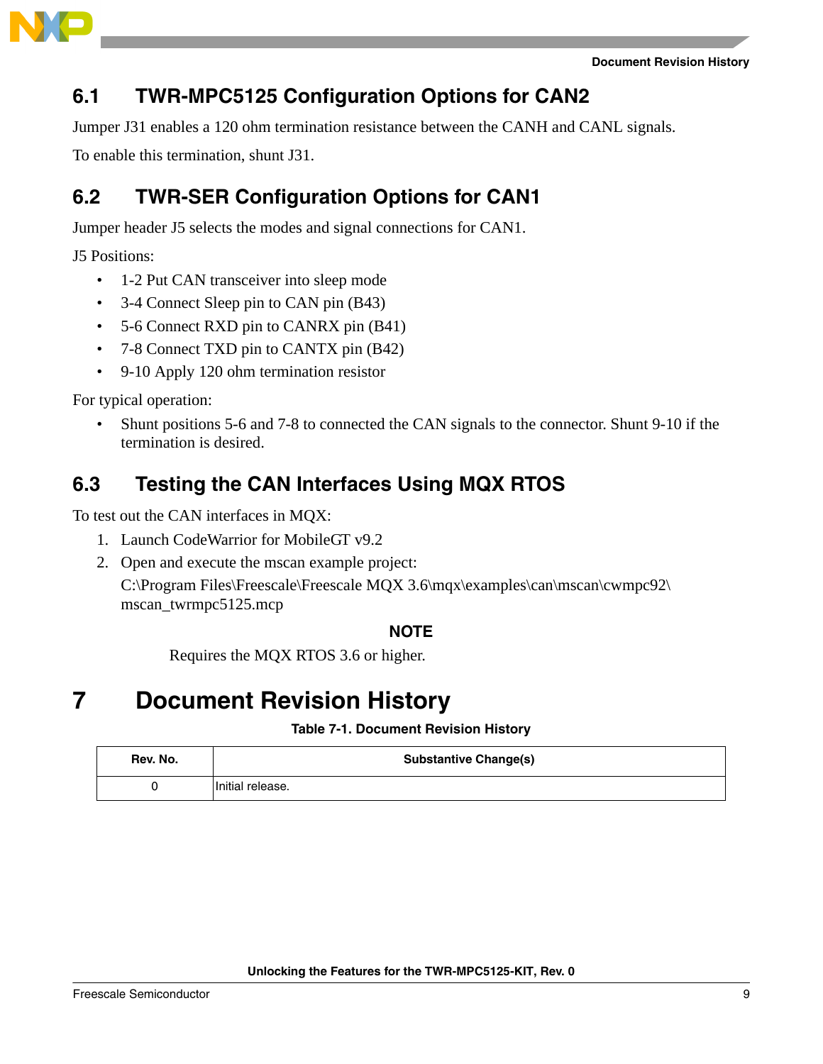## 6.1 TWR-MPC5125 Configuration Options for CAN2

Jumper J31 enables a 120 ohm termination resistance between the CANH and CANL signals.

To enable this termination, shunt J31.

## 6.2 TWR-SER Configuration Options for CAN1

Jumper header J5 selects the modes and signal connections for CAN1.

J5 Positions:

- 1-2 Put CAN transceiver into sleep mode
- 3-4 Connect Sleep pin to CAN pin (B43)
- 5-6 Connect RXD pin to CANRX pin (B41)
- 7-8 Connect TXD pin to CANTX pin (B42)
- 9-10 Apply 120 ohm termination resistor

For typical operation:

- Shunt positions 5-6 and 7-8 to connected the CAN signals to the connector. Shunt 9-10 if the termination is desired.

## 6.3 Testing the CAN Interfaces Using MQX RTOS

To test out the CAN interfaces in MQX:

1. Launch CodeWarrior for MobileGT v9.2
2. Open and execute the mscan example project:
   C:\Program Files\Freescale\Freescale MQX 3.6\mqx\examples\can\mscan\cwmpc92\mscan_twrmpc5125.mcp

**NOTE**

Requires the MQX RTOS 3.6 or higher.

# 7 Document Revision History

**Table 7-1. Document Revision History**

| Rev. No. | Substantive Change(s) |
|---|---|
| 0 | Initial release. |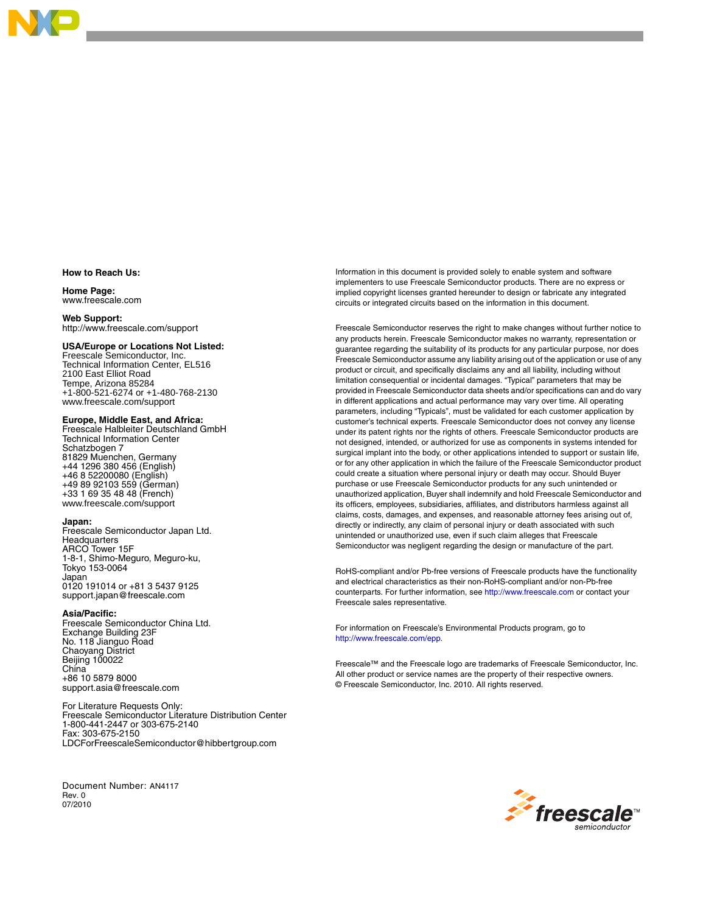**How to Reach Us:**

**Home Page:**
www.freescale.com

**Web Support:**
http://www.freescale.com/support

**USA/Europe or Locations Not Listed:**
Freescale Semiconductor, Inc.
Technical Information Center, EL516
2100 East Elliot Road
Tempe, Arizona 85284
+1-800-521-6274 or +1-480-768-2130
www.freescale.com/support

**Europe, Middle East, and Africa:**
Freescale Halbleiter Deutschland GmbH
Technical Information Center
Schatzbogen 7
81829 Muenchen, Germany
+44 1296 380 456 (English)
+46 8 52200080 (English)
+49 89 92103 559 (German)
+33 1 69 35 48 48 (French)
www.freescale.com/support

**Japan:**
Freescale Semiconductor Japan Ltd.
Headquarters
ARCO Tower 15F
1-8-1, Shimo-Meguro, Meguro-ku,
Tokyo 153-0064
Japan
0120 191014 or +81 3 5437 9125
support.japan@freescale.com

**Asia/Pacific:**
Freescale Semiconductor China Ltd.
Exchange Building 23F
No. 118 Jianguo Road
Chaoyang District
Beijing 100022
China
+86 10 5879 8000
support.asia@freescale.com

For Literature Requests Only:
Freescale Semiconductor Literature Distribution Center
1-800-441-2447 or 303-675-2140
Fax: 303-675-2150
LDCForFreescaleSemiconductor@hibbertgroup.com

Information in this document is provided solely to enable system and software implementers to use Freescale Semiconductor products. There are no express or implied copyright licenses granted hereunder to design or fabricate any integrated circuits or integrated circuits based on the information in this document.

Freescale Semiconductor reserves the right to make changes without further notice to any products herein. Freescale Semiconductor makes no warranty, representation or guarantee regarding the suitability of its products for any particular purpose, nor does Freescale Semiconductor assume any liability arising out of the application or use of any product or circuit, and specifically disclaims any and all liability, including without limitation consequential or incidental damages. "Typical" parameters that may be provided in Freescale Semiconductor data sheets and/or specifications can and do vary in different applications and actual performance may vary over time. All operating parameters, including "Typicals", must be validated for each customer application by customer's technical experts. Freescale Semiconductor does not convey any license under its patent rights nor the rights of others. Freescale Semiconductor products are not designed, intended, or authorized for use as components in systems intended for surgical implant into the body, or other applications intended to support or sustain life, or for any other application in which the failure of the Freescale Semiconductor product could create a situation where personal injury or death may occur. Should Buyer purchase or use Freescale Semiconductor products for any such unintended or unauthorized application, Buyer shall indemnify and hold Freescale Semiconductor and its officers, employees, subsidiaries, affiliates, and distributors harmless against all claims, costs, damages, and expenses, and reasonable attorney fees arising out of, directly or indirectly, any claim of personal injury or death associated with such unintended or unauthorized use, even if such claim alleges that Freescale Semiconductor was negligent regarding the design or manufacture of the part.

RoHS-compliant and/or Pb-free versions of Freescale products have the functionality and electrical characteristics as their non-RoHS-compliant and/or non-Pb-free counterparts. For further information, see http://www.freescale.com or contact your Freescale sales representative.

For information on Freescale's Environmental Products program, go to http://www.freescale.com/epp.

Freescale™ and the Freescale logo are trademarks of Freescale Semiconductor, Inc. All other product or service names are the property of their respective owners.
© Freescale Semiconductor, Inc. 2010. All rights reserved.

Document Number: AN4117
Rev. 0
07/2010